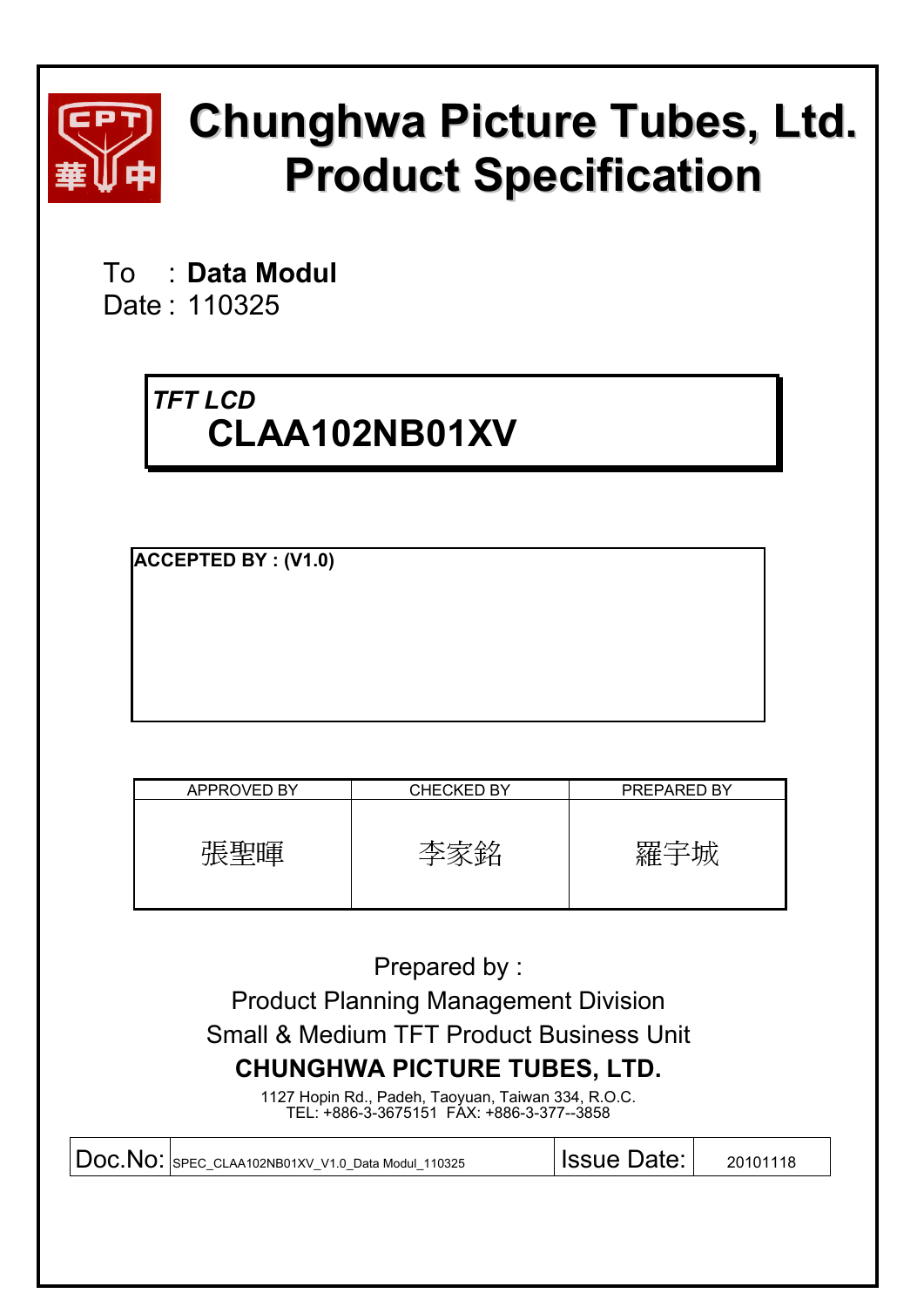# Chunghwa Picture Tubes, Ltd.
# Product Specification

To : **Data Modul**
Date : 110325

***TFT LCD***
## CLAA102NB01XV

**ACCEPTED BY : (V1.0)**

| APPROVED BY | CHECKED BY | PREPARED BY |
|---|---|---|
| 張聖暉 | 李家銘 | 羅宇城 |

Prepared by :
Product Planning Management Division
Small & Medium TFT Product Business Unit
**CHUNGHWA PICTURE TUBES, LTD.**
1127 Hopin Rd., Padeh, Taoyuan, Taiwan 334, R.O.C.
TEL: +886-3-3675151 FAX: +886-3-377--3858

| Doc.No: | SPEC_CLAA102NB01XV_V1.0_Data Modul_110325 | Issue Date: | 20101118 |
|---|---|---|---|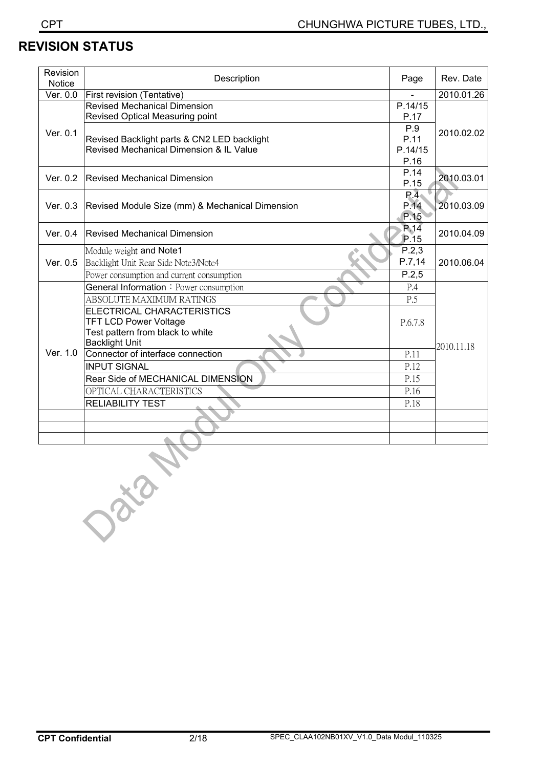## REVISION STATUS

| Revision Notice | Description | Page | Rev. Date |
|---|---|---|---|
| Ver. 0.0 | First revision (Tentative) | - | 2010.01.26 |
| Ver. 0.1 | Revised Mechanical Dimension<br>Revised Optical Measuring point | P.14/15<br>P.17 | 2010.02.02 |
| | Revised Backlight parts & CN2 LED backlight<br>Revised Mechanical Dimension & IL Value | P.9<br>P.11<br>P.14/15<br>P.16 | |
| Ver. 0.2 | Revised Mechanical Dimension | P.14<br>P.15 | 2010.03.01 |
| Ver. 0.3 | Revised Module Size (mm) & Mechanical Dimension | P.4<br>P.14<br>P.15 | 2010.03.09 |
| Ver. 0.4 | Revised Mechanical Dimension | P.14<br>P.15 | 2010.04.09 |
| Ver. 0.5 | Module weight and Note1<br>Backlight Unit Rear Side Note3/Note4 | P.2,3<br>P.7,14 | 2010.06.04 |
| | Power consumption and current consumption | P.2,5 | |
| Ver. 1.0 | General Information：Power consumption | P.4 | 2010.11.18 |
| | ABSOLUTE MAXIMUM RATINGS | P.5 | |
| | ELECTRICAL CHARACTERISTICS<br>TFT LCD Power Voltage<br>Test pattern from black to white<br>Backlight Unit | P.6.7.8 | |
| | Connector of interface connection | P.11 | |
| | INPUT SIGNAL | P.12 | |
| | Rear Side of MECHANICAL DIMENSION | P.15 | |
| | OPTICAL CHARACTERISTICS | P.16 | |
| | RELIABILITY TEST | P.18 | |
| | | | |
| | | | |
| | | | |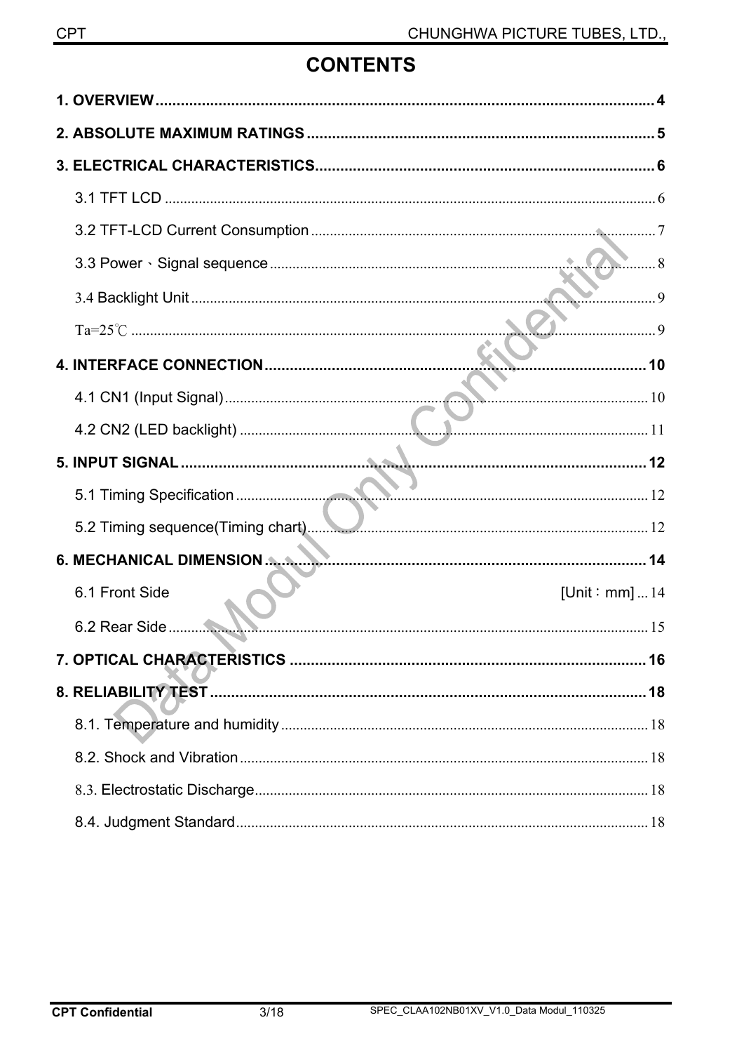# CONTENTS

**1. OVERVIEW** ........................................................ **4**

**2. ABSOLUTE MAXIMUM RATINGS** ........................................................ **5**

**3. ELECTRICAL CHARACTERISTICS** ........................................................ **6**

3.1 TFT LCD ........................................................ 6

3.2 TFT-LCD Current Consumption ........................................................ 7

3.3 Power、Signal sequence ........................................................ 8

3.4 Backlight Unit ........................................................ 9

Ta=25℃ ........................................................ 9

**4. INTERFACE CONNECTION** ........................................................ **10**

4.1 CN1 (Input Signal) ........................................................ 10

4.2 CN2 (LED backlight) ........................................................ 11

**5. INPUT SIGNAL** ........................................................ **12**

5.1 Timing Specification ........................................................ 12

5.2 Timing sequence(Timing chart) ........................................................ 12

**6. MECHANICAL DIMENSION** ........................................................ **14**

6.1 Front Side [Unit：mm] ... 14

6.2 Rear Side ........................................................ 15

**7. OPTICAL CHARACTERISTICS** ........................................................ **16**

**8. RELIABILITY TEST** ........................................................ **18**

8.1. Temperature and humidity ........................................................ 18

8.2. Shock and Vibration ........................................................ 18

8.3. Electrostatic Discharge ........................................................ 18

8.4. Judgment Standard ........................................................ 18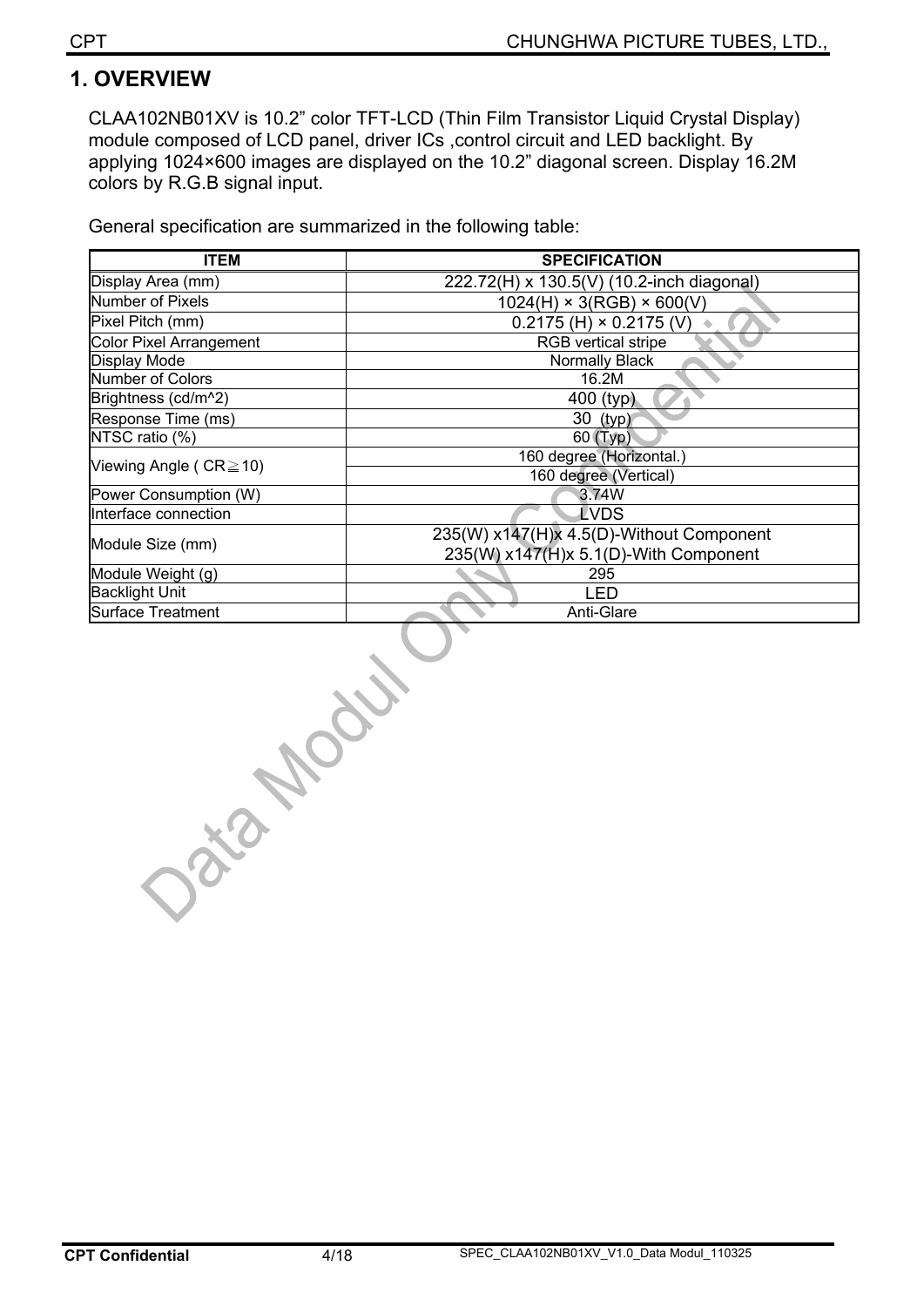# 1. OVERVIEW

CLAA102NB01XV is 10.2" color TFT-LCD (Thin Film Transistor Liquid Crystal Display) module composed of LCD panel, driver ICs ,control circuit and LED backlight. By applying 1024×600 images are displayed on the 10.2" diagonal screen. Display 16.2M colors by R.G.B signal input.

General specification are summarized in the following table:

| ITEM | SPECIFICATION |
|---|---|
| Display Area (mm) | 222.72(H) x 130.5(V) (10.2-inch diagonal) |
| Number of Pixels | 1024(H) × 3(RGB) × 600(V) |
| Pixel Pitch (mm) | 0.2175 (H) × 0.2175 (V) |
| Color Pixel Arrangement | RGB vertical stripe |
| Display Mode | Normally Black |
| Number of Colors | 16.2M |
| Brightness (cd/m^2) | 400 (typ) |
| Response Time (ms) | 30 (typ) |
| NTSC ratio (%) | 60 (Typ) |
| Viewing Angle ( CR≧10) | 160 degree (Horizontal.) |
| | 160 degree (Vertical) |
| Power Consumption (W) | 3.74W |
| Interface connection | LVDS |
| Module Size (mm) | 235(W) x147(H)x 4.5(D)-Without Component<br>235(W) x147(H)x 5.1(D)-With Component |
| Module Weight (g) | 295 |
| Backlight Unit | LED |
| Surface Treatment | Anti-Glare |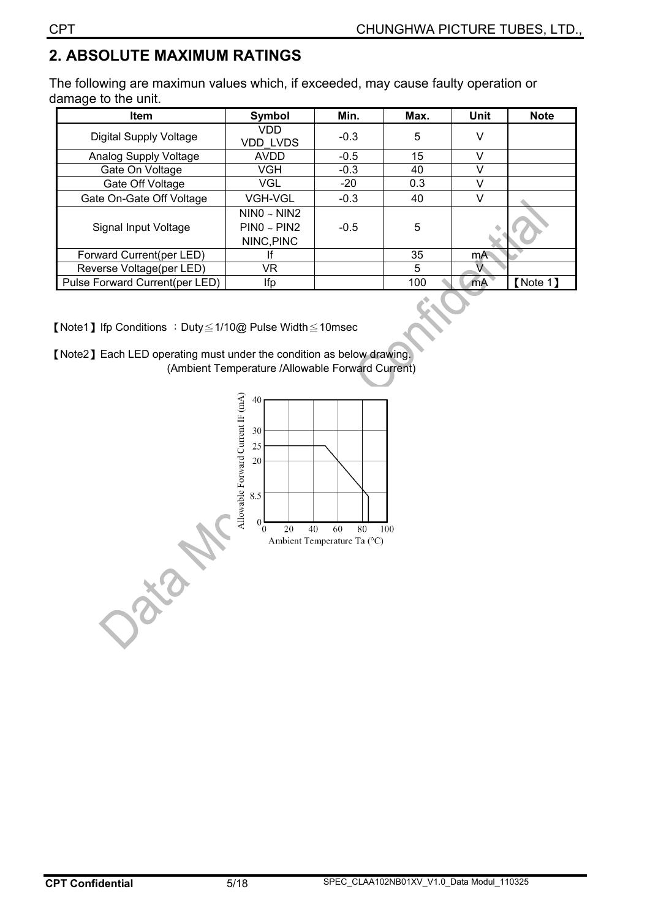## 2. ABSOLUTE MAXIMUM RATINGS

The following are maximun values which, if exceeded, may cause faulty operation or damage to the unit.

| Item | Symbol | Min. | Max. | Unit | Note |
|---|---|---|---|---|---|
| Digital Supply Voltage | VDD VDD_LVDS | -0.3 | 5 | V | |
| Analog Supply Voltage | AVDD | -0.5 | 15 | V | |
| Gate On Voltage | VGH | -0.3 | 40 | V | |
| Gate Off Voltage | VGL | -20 | 0.3 | V | |
| Gate On-Gate Off Voltage | VGH-VGL | -0.3 | 40 | V | |
| Signal Input Voltage | NIN0 ~ NIN2 PIN0 ~ PIN2 NINC,PINC | -0.5 | 5 | | |
| Forward Current(per LED) | If | | 35 | mA | |
| Reverse Voltage(per LED) | VR | | 5 | V | |
| Pulse Forward Current(per LED) | Ifp | | 100 | mA | 【Note 1】 |

【Note1】Ifp Conditions ：Duty≦1/10@ Pulse Width≦10msec

【Note2】Each LED operating must under the condition as below drawing.
(Ambient Temperature /Allowable Forward Current)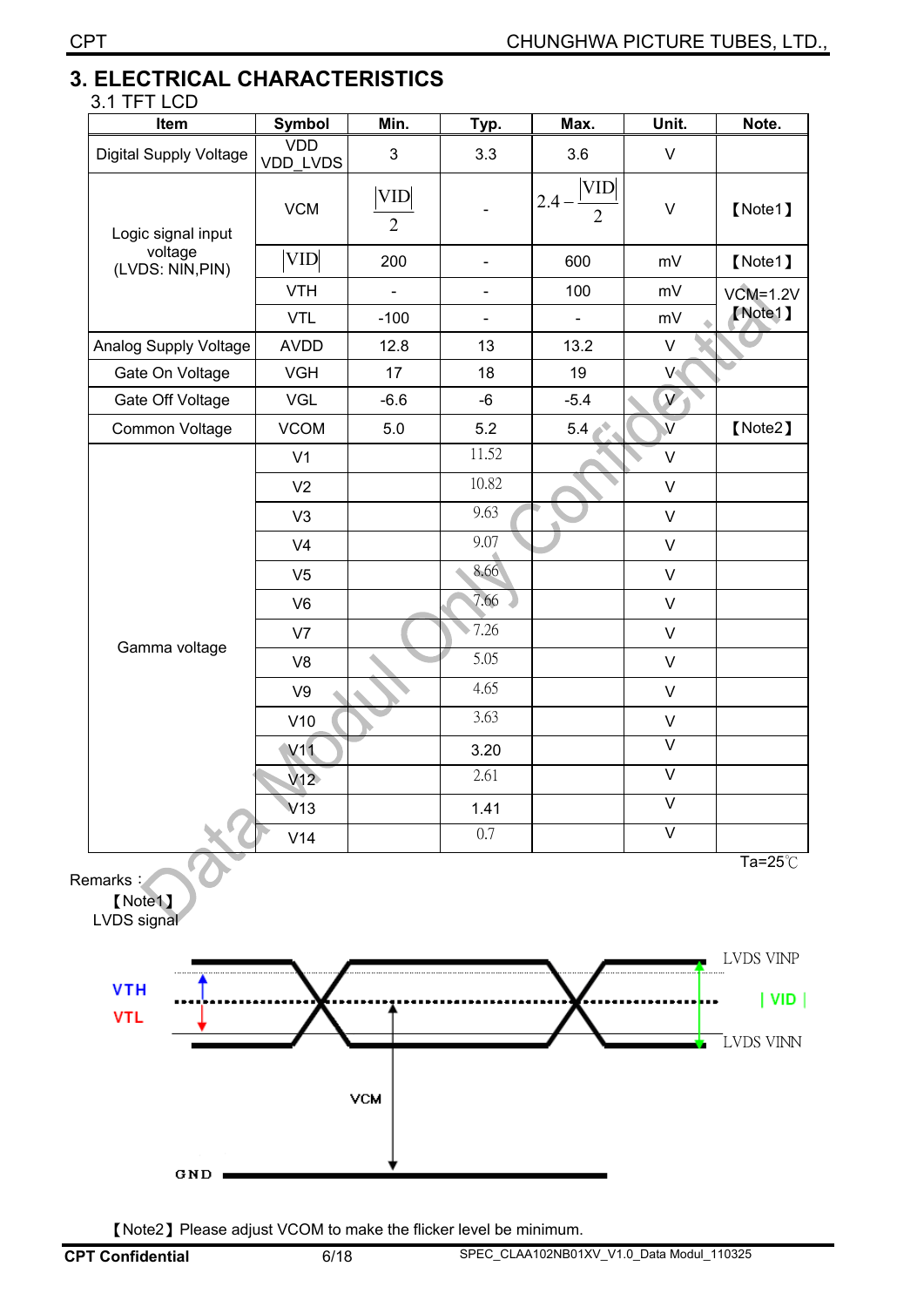# 3. ELECTRICAL CHARACTERISTICS

## 3.1 TFT LCD

| Item | Symbol | Min. | Typ. | Max. | Unit. | Note. |
|---|---|---|---|---|---|---|
| Digital Supply Voltage | VDD VDD_LVDS | 3 | 3.3 | 3.6 | V | |
| Logic signal input voltage (LVDS: NIN,PIN) | VCM | $\frac{\lvert VID \rvert}{2}$ | - | $2.4 - \frac{\lvert VID \rvert}{2}$ | V | 【Note1】 |
| | $\lvert VID \rvert$ | 200 | - | 600 | mV | 【Note1】 |
| | VTH | - | - | 100 | mV | VCM=1.2V 【Note1】 |
| | VTL | -100 | - | - | mV | |
| Analog Supply Voltage | AVDD | 12.8 | 13 | 13.2 | V | |
| Gate On Voltage | VGH | 17 | 18 | 19 | V | |
| Gate Off Voltage | VGL | -6.6 | -6 | -5.4 | V | |
| Common Voltage | VCOM | 5.0 | 5.2 | 5.4 | V | 【Note2】 |
| Gamma voltage | V1 | | 11.52 | | V | |
| | V2 | | 10.82 | | V | |
| | V3 | | 9.63 | | V | |
| | V4 | | 9.07 | | V | |
| | V5 | | 8.66 | | V | |
| | V6 | | 7.66 | | V | |
| | V7 | | 7.26 | | V | |
| | V8 | | 5.05 | | V | |
| | V9 | | 4.65 | | V | |
| | V10 | | 3.63 | | V | |
| | V11 | | 3.20 | | V | |
| | V12 | | 2.61 | | V | |
| | V13 | | 1.41 | | V | |
| | V14 | | 0.7 | | V | |

Ta=25℃

Remarks :

【Note1】
LVDS signal

VTH
VTL
LVDS VINP
| VID |
LVDS VINN
VCM
GND

【Note2】Please adjust VCOM to make the flicker level be minimum.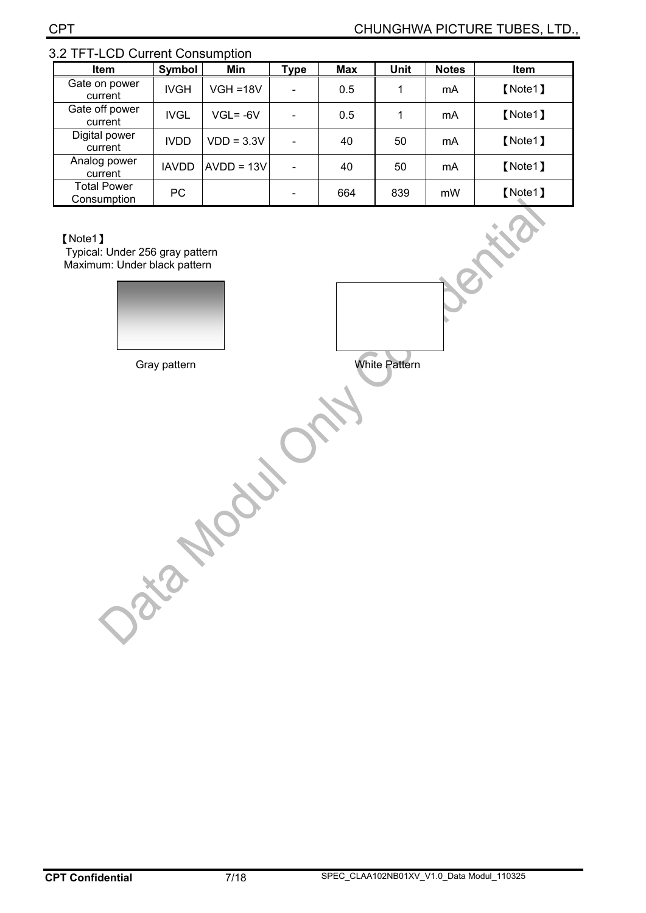## 3.2 TFT-LCD Current Consumption

| Item | Symbol | Min | Type | Max | Unit | Notes | Item |
|---|---|---|---|---|---|---|---|
| Gate on power current | IVGH | VGH =18V | - | 0.5 | 1 | mA | 【Note1】 |
| Gate off power current | IVGL | VGL= -6V | - | 0.5 | 1 | mA | 【Note1】 |
| Digital power current | IVDD | VDD = 3.3V | - | 40 | 50 | mA | 【Note1】 |
| Analog power current | IAVDD | AVDD = 13V | - | 40 | 50 | mA | 【Note1】 |
| Total Power Consumption | PC | | - | 664 | 839 | mW | 【Note1】 |

【Note1】

Typical: Under 256 gray pattern

Maximum: Under black pattern

Gray pattern

White Pattern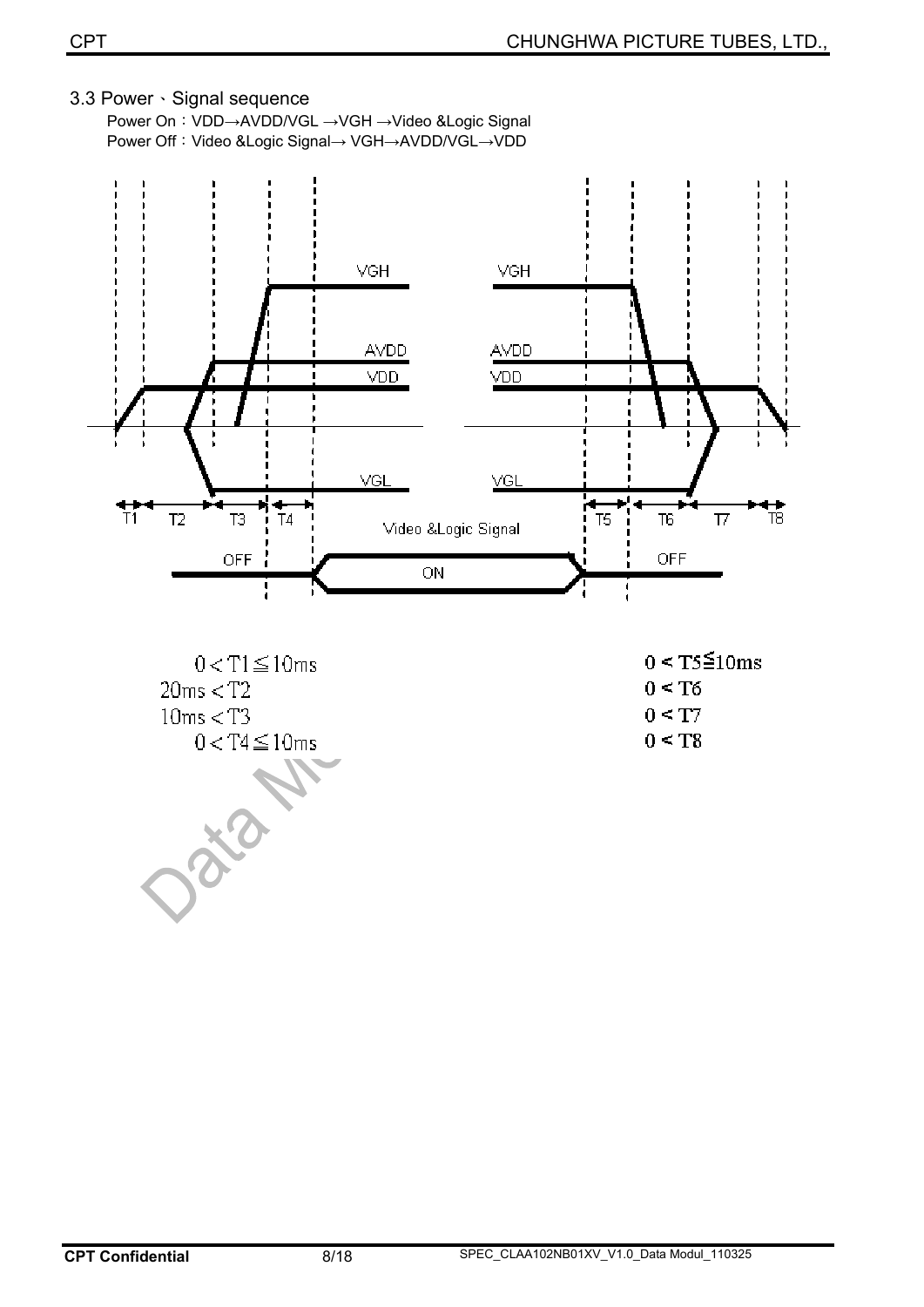### 3.3 Power、Signal sequence

Power On：VDD→AVDD/VGL →VGH →Video &Logic Signal

Power Off：Video &Logic Signal→ VGH→AVDD/VGL→VDD

VGH

AVDD

VDD

VGL

T1 T2 T3 T4 Video &Logic Signal T5 T6 T7 T8

OFF ON OFF

$0 < T1 \leqq 10ms$

$20ms < T2$

$10ms < T3$

$0 < T4 \leqq 10ms$

$0 < T5 \leqq 10ms$

$0 < T6$

$0 < T7$

$0 < T8$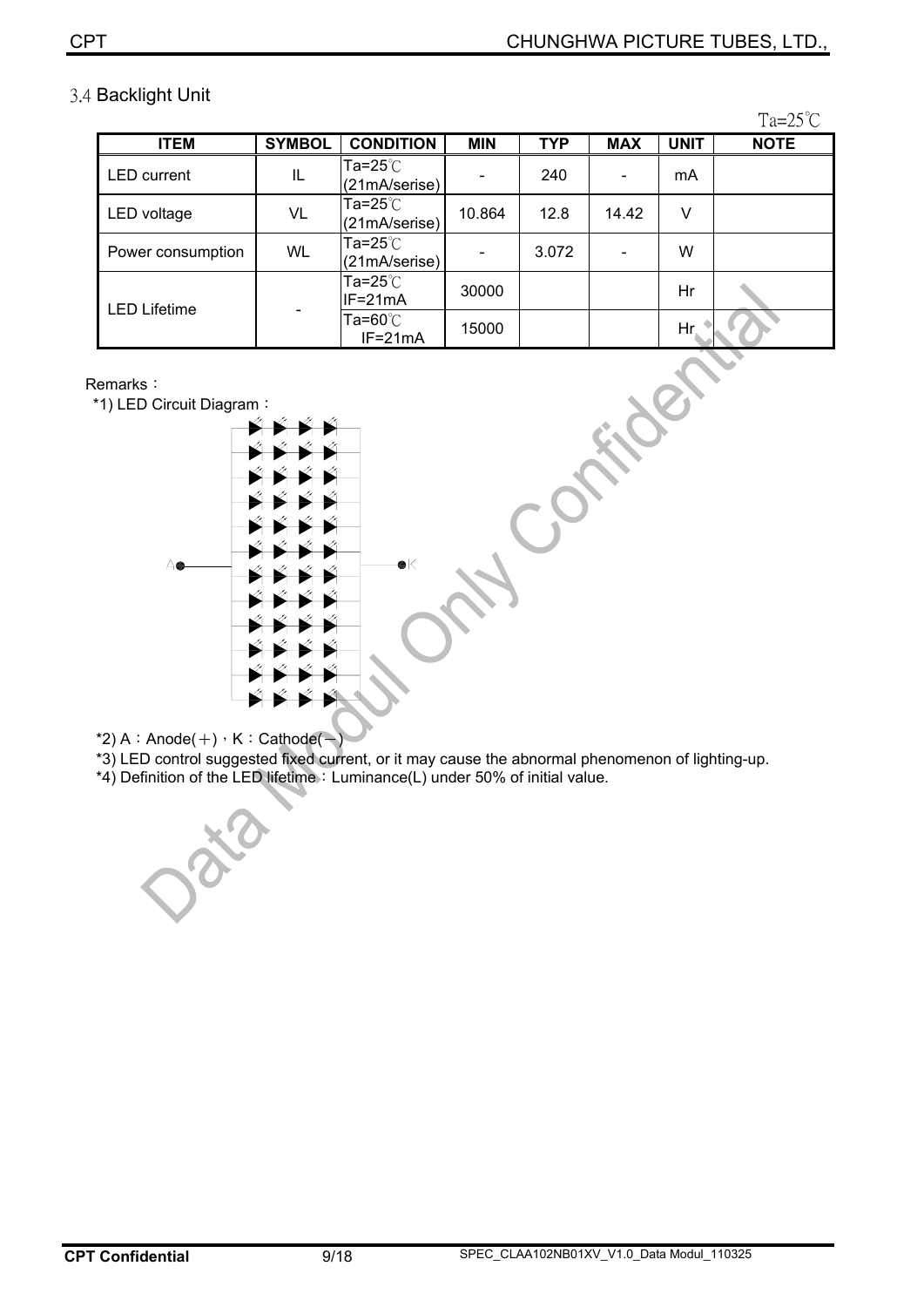## 3.4 Backlight Unit

Ta=25℃

| ITEM | SYMBOL | CONDITION | MIN | TYP | MAX | UNIT | NOTE |
|---|---|---|---|---|---|---|---|
| LED current | IL | Ta=25℃ (21mA/serise) | - | 240 | - | mA | |
| LED voltage | VL | Ta=25℃ (21mA/serise) | 10.864 | 12.8 | 14.42 | V | |
| Power consumption | WL | Ta=25℃ (21mA/serise) | - | 3.072 | - | W | |
| LED Lifetime | - | Ta=25℃ IF=21mA | 30000 | | | Hr | |
| | | Ta=60℃ IF=21mA | 15000 | | | Hr | |

Remarks：

*1) LED Circuit Diagram：

A K

*2) A：Anode(＋)，K：Cathode(－)

*3) LED control suggested fixed current, or it may cause the abnormal phenomenon of lighting-up.

*4) Definition of the LED lifetime：Luminance(L) under 50% of initial value.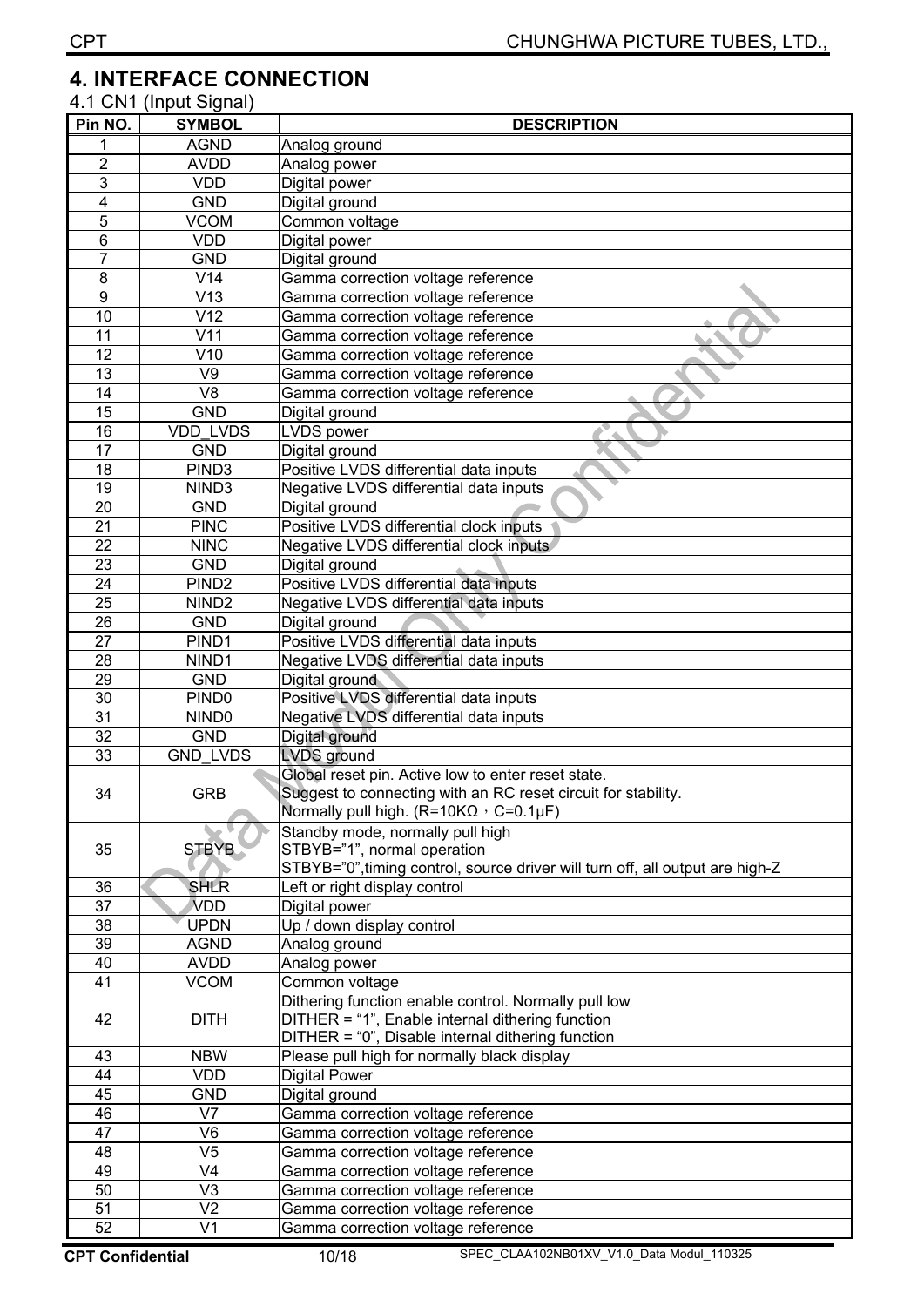# 4. INTERFACE CONNECTION

4.1 CN1 (Input Signal)

| Pin NO. | SYMBOL | DESCRIPTION |
|---|---|---|
| 1 | AGND | Analog ground |
| 2 | AVDD | Analog power |
| 3 | VDD | Digital power |
| 4 | GND | Digital ground |
| 5 | VCOM | Common voltage |
| 6 | VDD | Digital power |
| 7 | GND | Digital ground |
| 8 | V14 | Gamma correction voltage reference |
| 9 | V13 | Gamma correction voltage reference |
| 10 | V12 | Gamma correction voltage reference |
| 11 | V11 | Gamma correction voltage reference |
| 12 | V10 | Gamma correction voltage reference |
| 13 | V9 | Gamma correction voltage reference |
| 14 | V8 | Gamma correction voltage reference |
| 15 | GND | Digital ground |
| 16 | VDD_LVDS | LVDS power |
| 17 | GND | Digital ground |
| 18 | PIND3 | Positive LVDS differential data inputs |
| 19 | NIND3 | Negative LVDS differential data inputs |
| 20 | GND | Digital ground |
| 21 | PINC | Positive LVDS differential clock inputs |
| 22 | NINC | Negative LVDS differential clock inputs |
| 23 | GND | Digital ground |
| 24 | PIND2 | Positive LVDS differential data inputs |
| 25 | NIND2 | Negative LVDS differential data inputs |
| 26 | GND | Digital ground |
| 27 | PIND1 | Positive LVDS differential data inputs |
| 28 | NIND1 | Negative LVDS differential data inputs |
| 29 | GND | Digital ground |
| 30 | PIND0 | Positive LVDS differential data inputs |
| 31 | NIND0 | Negative LVDS differential data inputs |
| 32 | GND | Digital ground |
| 33 | GND_LVDS | LVDS ground |
| 34 | GRB | Global reset pin. Active low to enter reset state.<br>Suggest to connecting with an RC reset circuit for stability.<br>Normally pull high. (R=10KΩ，C=0.1μF) |
| 35 | STBYB | Standby mode, normally pull high<br>STBYB="1", normal operation<br>STBYB="0",timing control, source driver will turn off, all output are high-Z |
| 36 | SHLR | Left or right display control |
| 37 | VDD | Digital power |
| 38 | UPDN | Up / down display control |
| 39 | AGND | Analog ground |
| 40 | AVDD | Analog power |
| 41 | VCOM | Common voltage |
| 42 | DITH | Dithering function enable control. Normally pull low<br>DITHER = "1", Enable internal dithering function<br>DITHER = "0", Disable internal dithering function |
| 43 | NBW | Please pull high for normally black display |
| 44 | VDD | Digital Power |
| 45 | GND | Digital ground |
| 46 | V7 | Gamma correction voltage reference |
| 47 | V6 | Gamma correction voltage reference |
| 48 | V5 | Gamma correction voltage reference |
| 49 | V4 | Gamma correction voltage reference |
| 50 | V3 | Gamma correction voltage reference |
| 51 | V2 | Gamma correction voltage reference |
| 52 | V1 | Gamma correction voltage reference |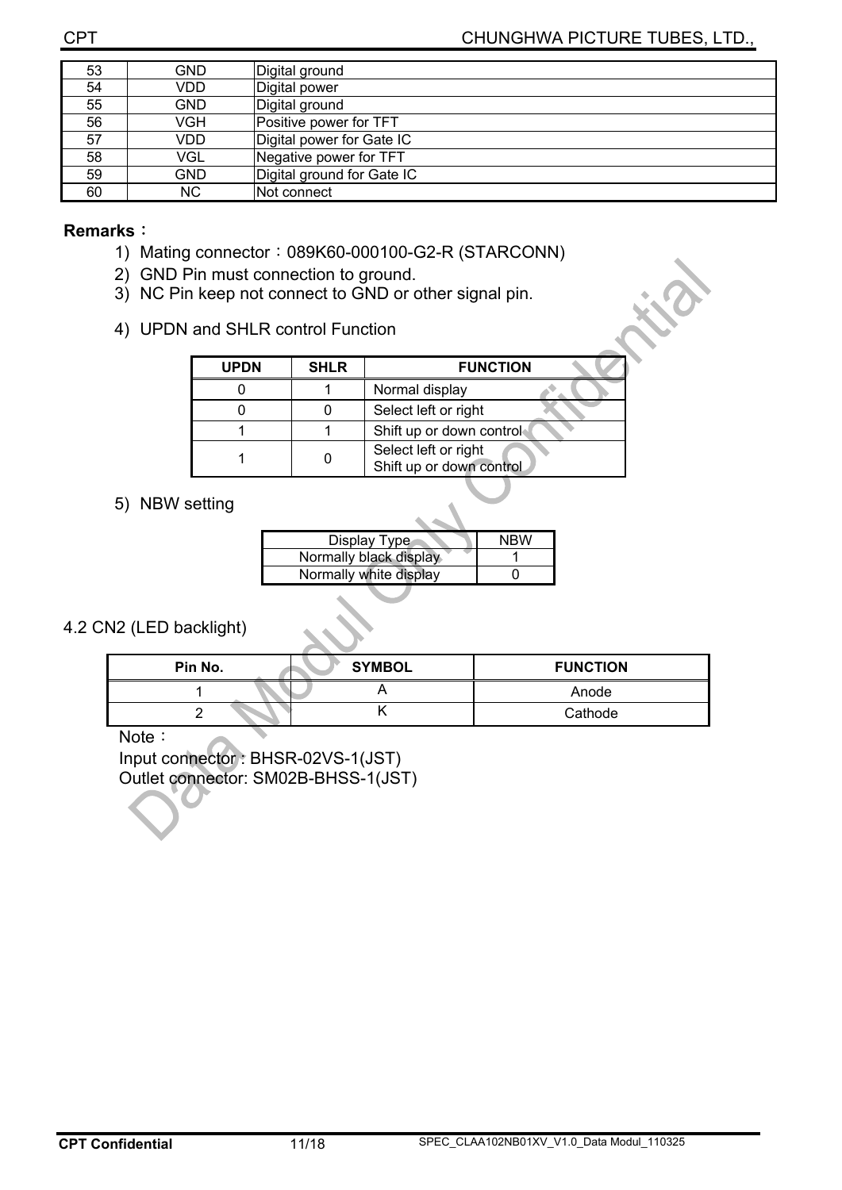| 53 | GND | Digital ground |
|---|---|---|
| 54 | VDD | Digital power |
| 55 | GND | Digital ground |
| 56 | VGH | Positive power for TFT |
| 57 | VDD | Digital power for Gate IC |
| 58 | VGL | Negative power for TFT |
| 59 | GND | Digital ground for Gate IC |
| 60 | NC | Not connect |

**Remarks**：

1) Mating connector：089K60-000100-G2-R (STARCONN)
2) GND Pin must connection to ground.
3) NC Pin keep not connect to GND or other signal pin.
4) UPDN and SHLR control Function

| UPDN | SHLR | FUNCTION |
|---|---|---|
| 0 | 1 | Normal display |
| 0 | 0 | Select left or right |
| 1 | 1 | Shift up or down control |
| 1 | 0 | Select left or right<br>Shift up or down control |

5) NBW setting

| Display Type | NBW |
|---|---|
| Normally black display | 1 |
| Normally white display | 0 |

## 4.2 CN2 (LED backlight)

| Pin No. | SYMBOL | FUNCTION |
|---|---|---|
| 1 | A | Anode |
| 2 | K | Cathode |

Note：

Input connector : BHSR-02VS-1(JST)

Outlet connector: SM02B-BHSS-1(JST)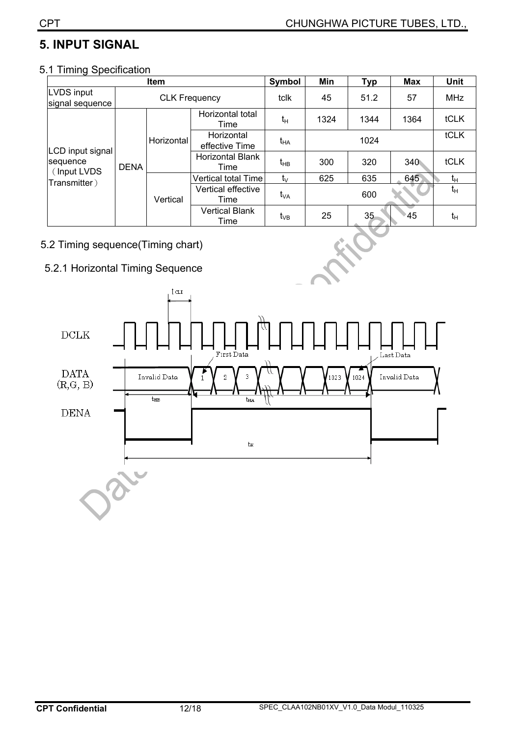# 5. INPUT SIGNAL

## 5.1 Timing Specification

| Item | | | | Symbol | Min | Typ | Max | Unit |
|---|---|---|---|---|---|---|---|---|
| LVDS input signal sequence | CLK Frequency | | | tclk | 45 | 51.2 | 57 | MHz |
| LCD input signal sequence (Input LVDS Transmitter) | DENA | Horizontal | Horizontal total Time | $t_H$ | 1324 | 1344 | 1364 | tCLK |
| | | | Horizontal effective Time | $t_{HA}$ | | 1024 | | tCLK |
| | | | Horizontal Blank Time | $t_{HB}$ | 300 | 320 | 340 | tCLK |
| | | Vertical | Vertical total Time | $t_V$ | 625 | 635 | 645 | $t_H$ |
| | | | Vertical effective Time | $t_{VA}$ | | 600 | | $t_H$ |
| | | | Vertical Blank Time | $t_{VB}$ | 25 | 35 | 45 | $t_H$ |

## 5.2 Timing sequence(Timing chart)

### 5.2.1 Horizontal Timing Sequence

DCLK: $t_{CLK}$

DATA (R,G, B): Invalid Data | First Data: 1, 2, 3, …, 1023, 1024 (Last Data) | Invalid Data

$t_{HB}$ &nbsp;&nbsp; $t_{HA}$

DENA

$t_H$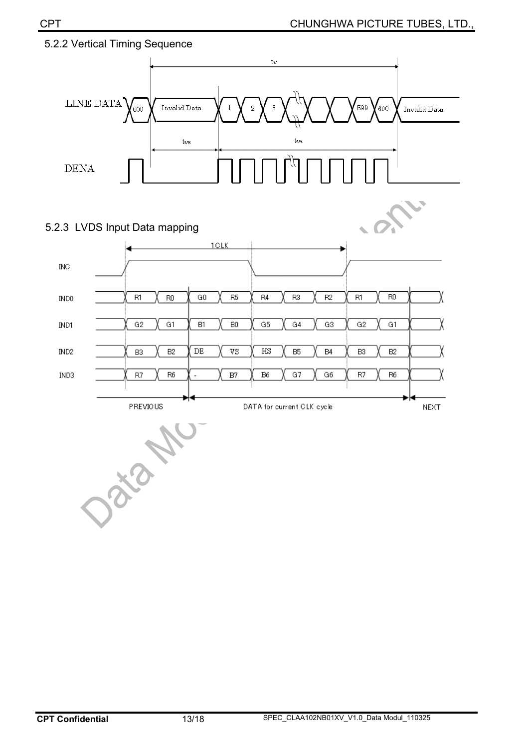### 5.2.2 Vertical Timing Sequence

LINE DATA: 600 | Invalid Data | 1 | 2 | 3 | ... | 599 | 600 | Invalid Data

tv, tvB, tvA

DENA

### 5.2.3 LVDS Input Data mapping

1CLK

| Signal | PREVIOUS | | DATA for current CLK cycle | | | | | | | NEXT | |
|---|---|---|---|---|---|---|---|---|---|---|---|
| IND0 | R1 | R0 | G0 | R5 | R4 | R3 | R2 | R1 | R0 | | |
| IND1 | G2 | G1 | B1 | B0 | G5 | G4 | G3 | G2 | G1 | | |
| IND2 | B3 | B2 | DE | VS | HS | B5 | B4 | B3 | B2 | | |
| IND3 | R7 | R6 | - | B7 | B6 | G7 | G6 | R7 | R6 | | |

INC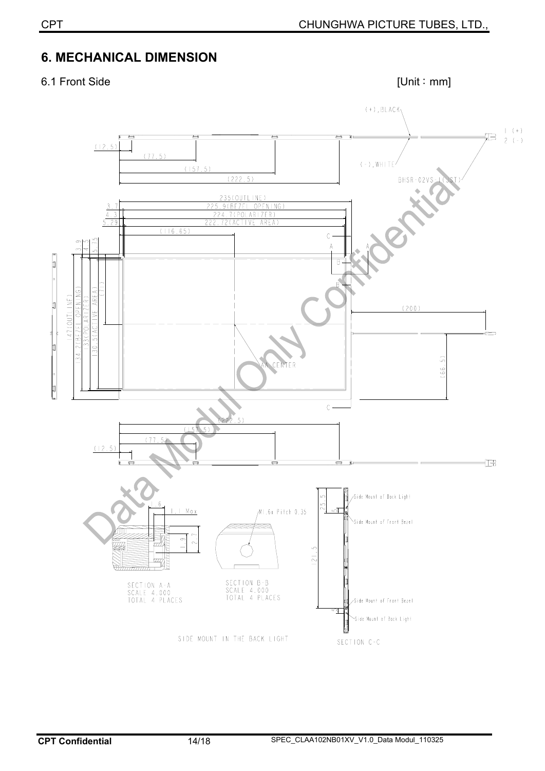## 6. MECHANICAL DIMENSION

6.1 Front Side [Unit：mm]

(+),BLACK

1 (+)
2 (-)

(12.5)

(77.5)

(157.5)

(222.5)

(-),WHITE

BHSR-02VS-1(JST)

235(OUTLINE)

3.7 225.9(BEZEL OPENING)

4.3 224.7(POLARIZER)

5.29 222.72(ACTIVE AREA)

(116.65)

3.9 4.5 5.15

147(OUTLINE)

134.2(BEZEL OPENING)

133(POLARIZER)

130.5(ACTIVE AREA)

(71)

C A A B B

(200)

(66.5)

AA CENTER

C

(222.5)

(157.5)

(77.5)

(12.5)

1.6

1.1 Max

1.9

2.7

SECTION A-A
SCALE 4.000
TOTAL 4 PLACES

M1.6x Pitch 0.35

SECTION B-B
SCALE 4.000
TOTAL 4 PLACES

25.5

5

121.5

5

Side Mount of Back Light

Side Mount of Front Bezel

Side Mount of Front Bezel

Side Mount of Back Light

SIDE MOUNT IN THE BACK LIGHT

SECTION C-C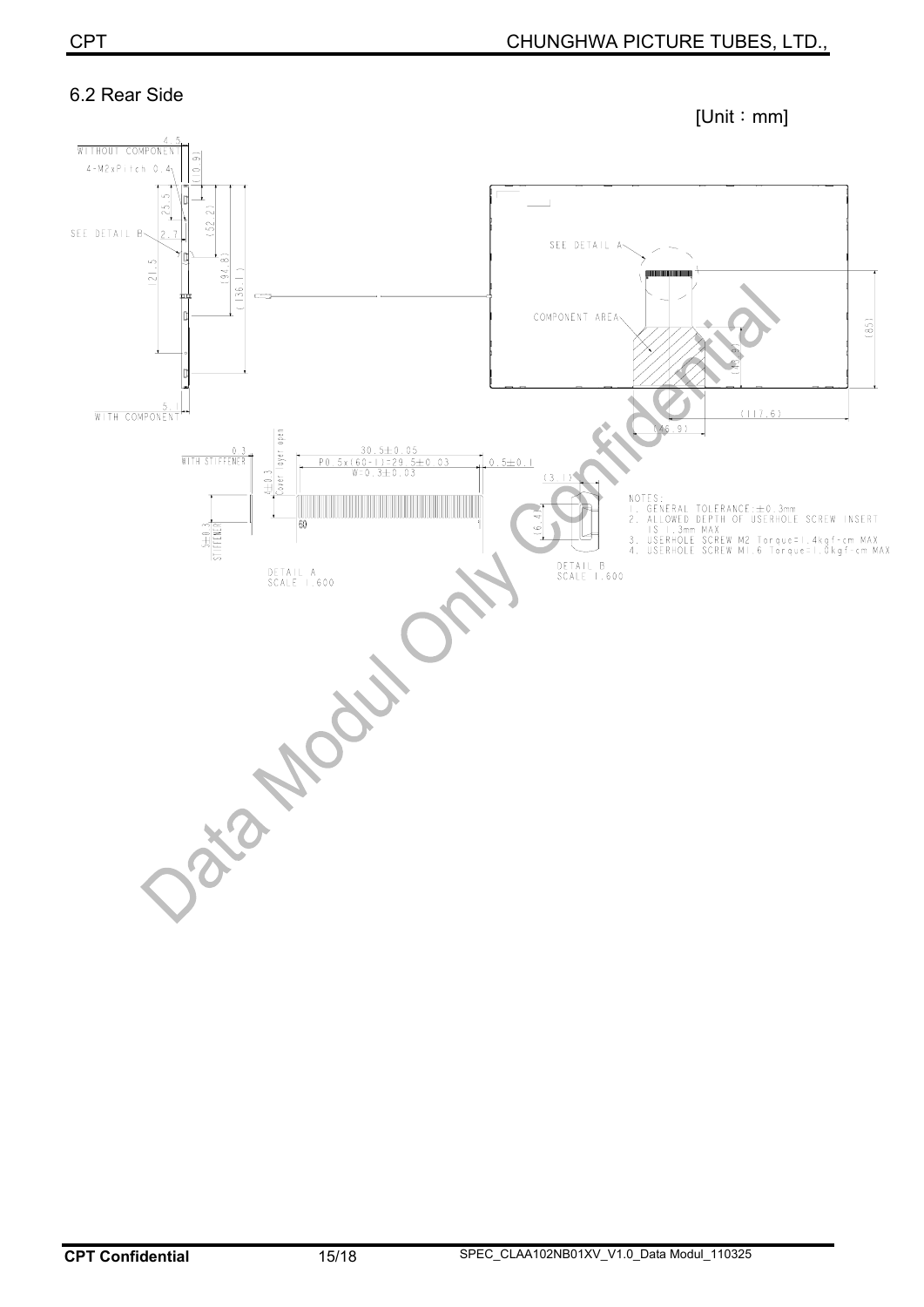## 6.2 Rear Side

[Unit：mm]

WITHOUT COMPONENT 4.5

4-M2xPitch 0.4

(10.9)

25.5

(52.2)

SEE DETAIL B

2.7

121.5

(94.8)

(136.1)

WITH COMPONENT 5.1

SEE DETAIL A

COMPONENT AREA

(40.9)

(85)

(117.6)

(46.9)

0.3 WITH STIFFENER

Cover layer open

30.5±0.05

P0.5x(60-1)=29.5±0.03

W=0.3±0.03

0.5±0.1

4±0.3

5±0.3 STIFFENER

60

1

DETAIL A SCALE 1.600

(3.1)

(6.4)

DETAIL B SCALE 1.600

NOTES:

1. GENERAL TOLERANCE:±0.3mm
2. ALLOWED DEPTH OF USERHOLE SCREW INSERT IS 1.3mm MAX
3. USERHOLE SCREW M2 Torque=1.4kgf-cm MAX
4. USERHOLE SCREW M1.6 Torque=1.0kgf-cm MAX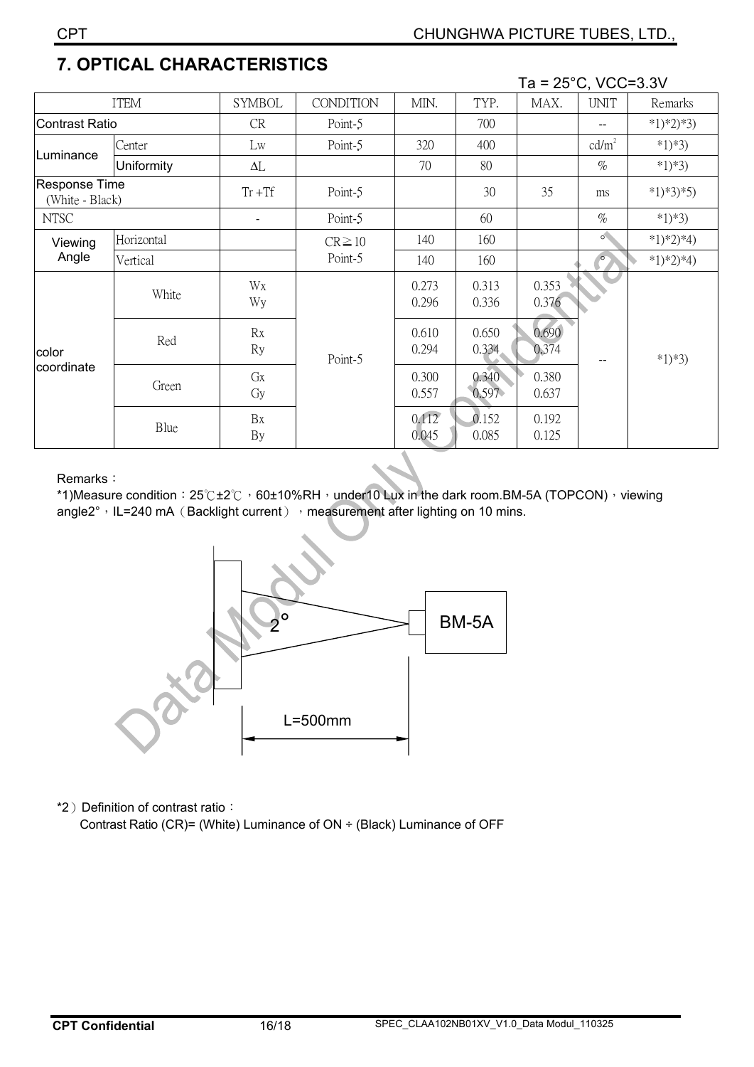# 7. OPTICAL CHARACTERISTICS

Ta = 25°C, VCC=3.3V

| ITEM | | SYMBOL | CONDITION | MIN. | TYP. | MAX. | UNIT | Remarks |
|---|---|---|---|---|---|---|---|---|
| Contrast Ratio | | CR | Point-5 | | 700 | | -- | *1)*2)*3) |
| Luminance | Center | Lw | Point-5 | 320 | 400 | | cd/m² | *1)*3) |
| | Uniformity | ΔL | | 70 | 80 | | % | *1)*3) |
| Response Time (White - Black) | | Tr +Tf | Point-5 | | 30 | 35 | ms | *1)*3)*5) |
| NTSC | | - | Point-5 | | 60 | | % | *1)*3) |
| Viewing Angle | Horizontal | | CR≧10 Point-5 | 140 | 160 | | ° | *1)*2)*4) |
| | Vertical | | | 140 | 160 | | ° | *1)*2)*4) |
| color coordinate | White | Wx | Point-5 | 0.273 | 0.313 | 0.353 | -- | *1)*3) |
| | | Wy | | 0.296 | 0.336 | 0.376 | | |
| | Red | Rx | | 0.610 | 0.650 | 0.690 | | |
| | | Ry | | 0.294 | 0.334 | 0.374 | | |
| | Green | Gx | | 0.300 | 0.340 | 0.380 | | |
| | | Gy | | 0.557 | 0.597 | 0.637 | | |
| | Blue | Bx | | 0.112 | 0.152 | 0.192 | | |
| | | By | | 0.045 | 0.085 | 0.125 | | |

Remarks：

*1)Measure condition：25℃±2℃，60±10%RH，under10 Lux in the dark room.BM-5A (TOPCON)，viewing angle2°，IL=240 mA（Backlight current），measurement after lighting on 10 mins.

2°

BM-5A

L=500mm

*2）Definition of contrast ratio：

Contrast Ratio (CR)= (White) Luminance of ON ÷ (Black) Luminance of OFF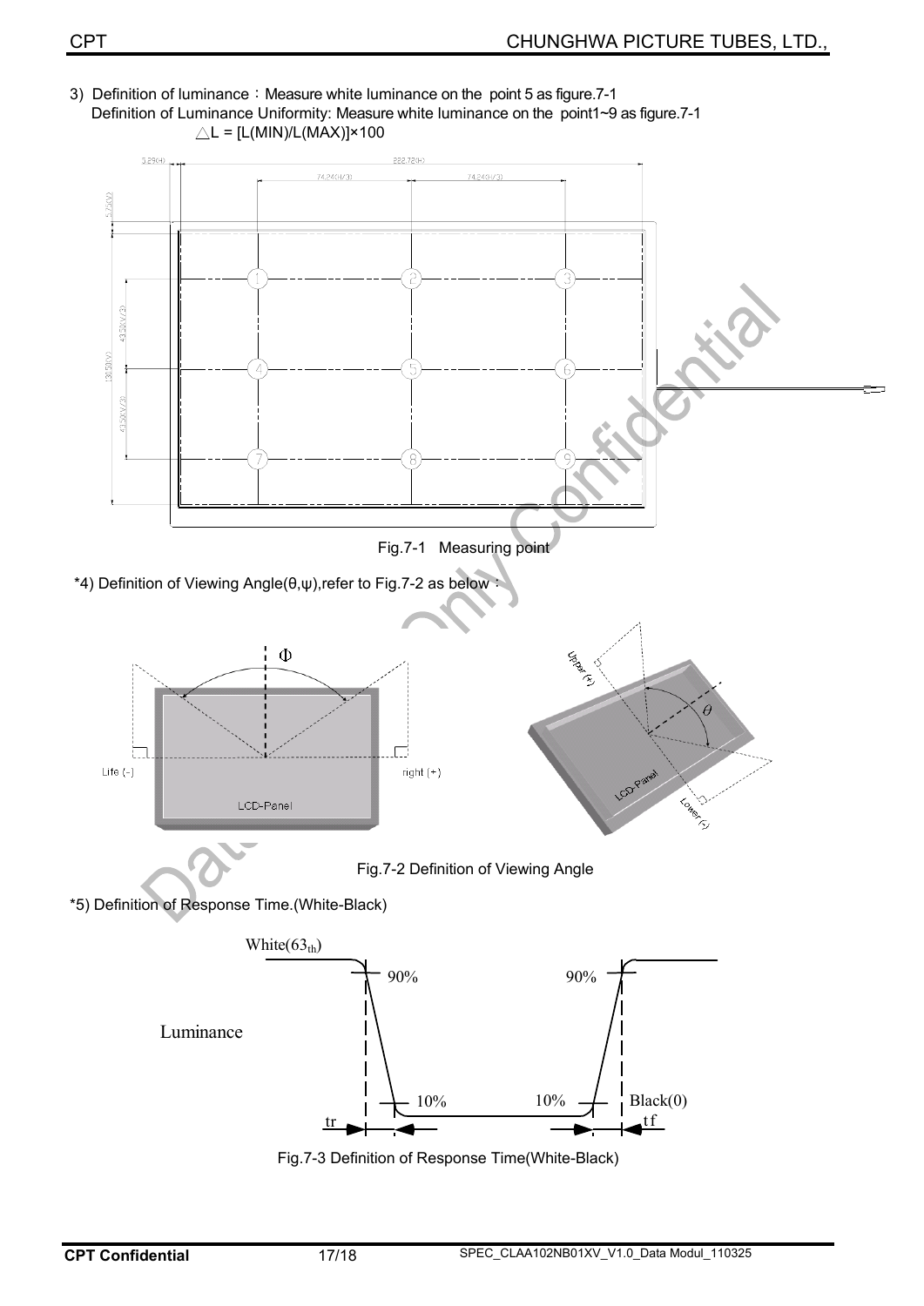3) Definition of luminance：Measure white luminance on the point 5 as figure.7-1
Definition of Luminance Uniformity: Measure white luminance on the point1~9 as figure.7-1

$\triangle L = [L(MIN)/L(MAX)] \times 100$

Fig.7-1 Measuring point

*4) Definition of Viewing Angle(θ,ψ),refer to Fig.7-2 as below：

Fig.7-2 Definition of Viewing Angle

*5) Definition of Response Time.(White-Black)

Fig.7-3 Definition of Response Time(White-Black)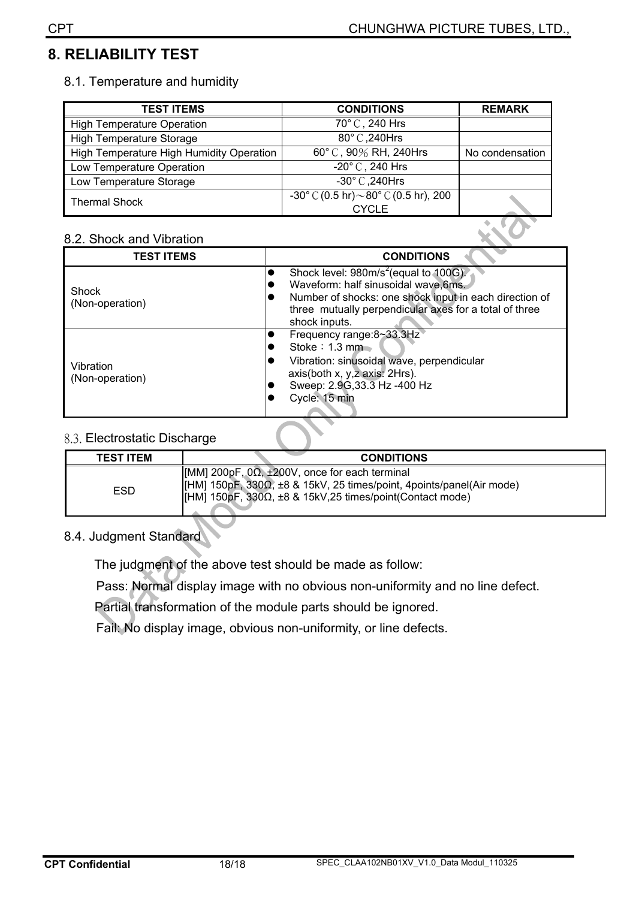# 8. RELIABILITY TEST

## 8.1. Temperature and humidity

| TEST ITEMS | CONDITIONS | REMARK |
|---|---|---|
| High Temperature Operation | 70°℃, 240 Hrs | |
| High Temperature Storage | 80°℃,240Hrs | |
| High Temperature High Humidity Operation | 60°℃, 90% RH, 240Hrs | No condensation |
| Low Temperature Operation | -20°℃, 240 Hrs | |
| Low Temperature Storage | -30°℃,240Hrs | |
| Thermal Shock | -30°℃(0.5 hr)～80°℃(0.5 hr), 200 CYCLE | |

## 8.2. Shock and Vibration

| TEST ITEMS | CONDITIONS |
|---|---|
| Shock (Non-operation) | ● Shock level: 980m/s$^2$(equal to 100G).<br>● Waveform: half sinusoidal wave,6ms.<br>● Number of shocks: one shock input in each direction of three mutually perpendicular axes for a total of three shock inputs. |
| Vibration (Non-operation) | ● Frequency range:8~33.3Hz<br>● Stoke：1.3 mm<br>● Vibration: sinusoidal wave, perpendicular axis(both x, y,z axis: 2Hrs).<br>● Sweep: 2.9G,33.3 Hz -400 Hz<br>● Cycle: 15 min |

## 8.3. Electrostatic Discharge

| TEST ITEM | CONDITIONS |
|---|---|
| ESD | [MM] 200pF, 0Ω, ±200V, once for each terminal<br>[HM] 150pF, 330Ω, ±8 & 15kV, 25 times/point, 4points/panel(Air mode)<br>[HM] 150pF, 330Ω, ±8 & 15kV,25 times/point(Contact mode) |

## 8.4. Judgment Standard

The judgment of the above test should be made as follow:

Pass: Normal display image with no obvious non-uniformity and no line defect.

Partial transformation of the module parts should be ignored.

Fail: No display image, obvious non-uniformity, or line defects.